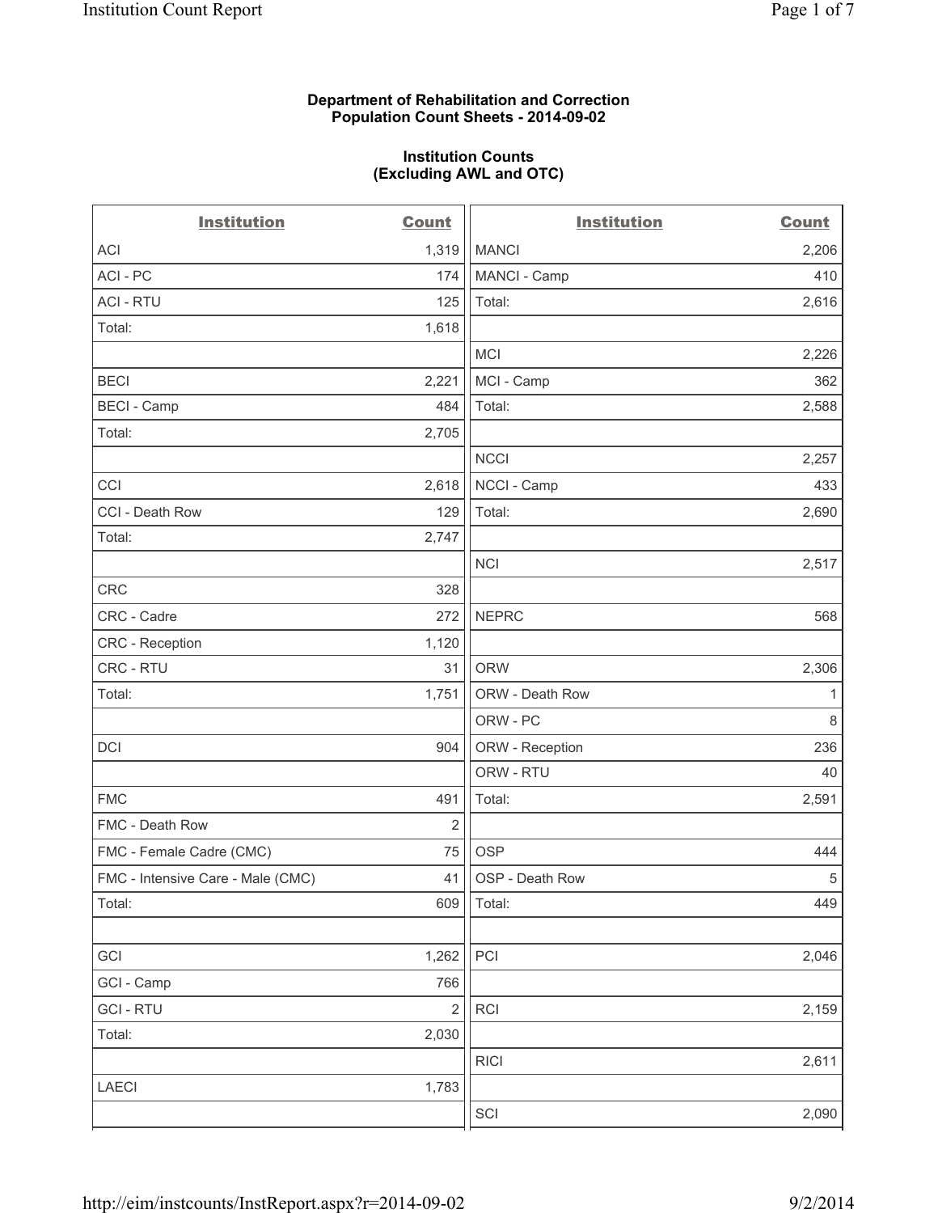**Department of Rehabilitation and Correction**
**Population Count Sheets - 2014-09-02**

**Institution Counts**
**(Excluding AWL and OTC)**

| Institution | Count | Institution | Count |
|---|---|---|---|
| ACI | 1,319 | MANCI | 2,206 |
| ACI - PC | 174 | MANCI - Camp | 410 |
| ACI - RTU | 125 | Total: | 2,616 |
| Total: | 1,618 | | |
| | | MCI | 2,226 |
| BECI | 2,221 | MCI - Camp | 362 |
| BECI - Camp | 484 | Total: | 2,588 |
| Total: | 2,705 | | |
| | | NCCI | 2,257 |
| CCI | 2,618 | NCCI - Camp | 433 |
| CCI - Death Row | 129 | Total: | 2,690 |
| Total: | 2,747 | | |
| | | NCI | 2,517 |
| CRC | 328 | | |
| CRC - Cadre | 272 | NEPRC | 568 |
| CRC - Reception | 1,120 | | |
| CRC - RTU | 31 | ORW | 2,306 |
| Total: | 1,751 | ORW - Death Row | 1 |
| | | ORW - PC | 8 |
| DCI | 904 | ORW - Reception | 236 |
| | | ORW - RTU | 40 |
| FMC | 491 | Total: | 2,591 |
| FMC - Death Row | 2 | | |
| FMC - Female Cadre (CMC) | 75 | OSP | 444 |
| FMC - Intensive Care - Male (CMC) | 41 | OSP - Death Row | 5 |
| Total: | 609 | Total: | 449 |
| | | | |
| GCI | 1,262 | PCI | 2,046 |
| GCI - Camp | 766 | | |
| GCI - RTU | 2 | RCI | 2,159 |
| Total: | 2,030 | | |
| | | RICI | 2,611 |
| LAECI | 1,783 | | |
| | | SCI | 2,090 |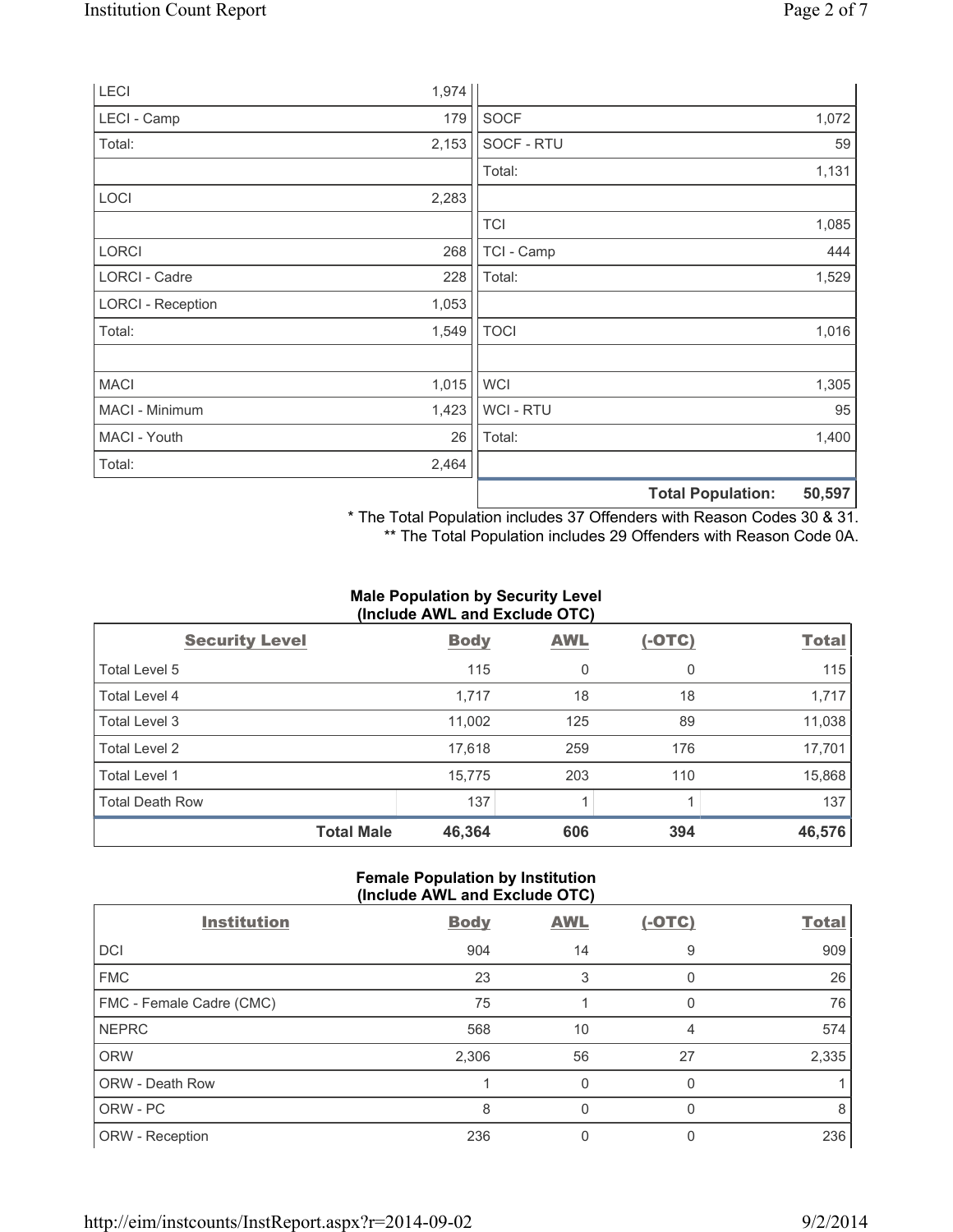| | |
|---|---|
| LECI | 1,974 |
| LECI - Camp | 179 |
| Total: | 2,153 |
| | |
| LOCI | 2,283 |
| | |
| LORCI | 268 |
| LORCI - Cadre | 228 |
| LORCI - Reception | 1,053 |
| Total: | 1,549 |
| | |
| MACI | 1,015 |
| MACI - Minimum | 1,423 |
| MACI - Youth | 26 |
| Total: | 2,464 |

| | |
|---|---|
| SOCF | 1,072 |
| SOCF - RTU | 59 |
| Total: | 1,131 |
| | |
| TCI | 1,085 |
| TCI - Camp | 444 |
| Total: | 1,529 |
| | |
| TOCI | 1,016 |
| | |
| WCI | 1,305 |
| WCI - RTU | 95 |
| Total: | 1,400 |
| | |
| **Total Population:** | **50,597** |

* The Total Population includes 37 Offenders with Reason Codes 30 & 31.
** The Total Population includes 29 Offenders with Reason Code 0A.

**Male Population by Security Level (Include AWL and Exclude OTC)**

| Security Level | Body | AWL | (-OTC) | Total |
|---|---|---|---|---|
| Total Level 5 | 115 | 0 | 0 | 115 |
| Total Level 4 | 1,717 | 18 | 18 | 1,717 |
| Total Level 3 | 11,002 | 125 | 89 | 11,038 |
| Total Level 2 | 17,618 | 259 | 176 | 17,701 |
| Total Level 1 | 15,775 | 203 | 110 | 15,868 |
| Total Death Row | 137 | 1 | 1 | 137 |
| **Total Male** | **46,364** | **606** | **394** | **46,576** |

**Female Population by Institution (Include AWL and Exclude OTC)**

| Institution | Body | AWL | (-OTC) | Total |
|---|---|---|---|---|
| DCI | 904 | 14 | 9 | 909 |
| FMC | 23 | 3 | 0 | 26 |
| FMC - Female Cadre (CMC) | 75 | 1 | 0 | 76 |
| NEPRC | 568 | 10 | 4 | 574 |
| ORW | 2,306 | 56 | 27 | 2,335 |
| ORW - Death Row | 1 | 0 | 0 | 1 |
| ORW - PC | 8 | 0 | 0 | 8 |
| ORW - Reception | 236 | 0 | 0 | 236 |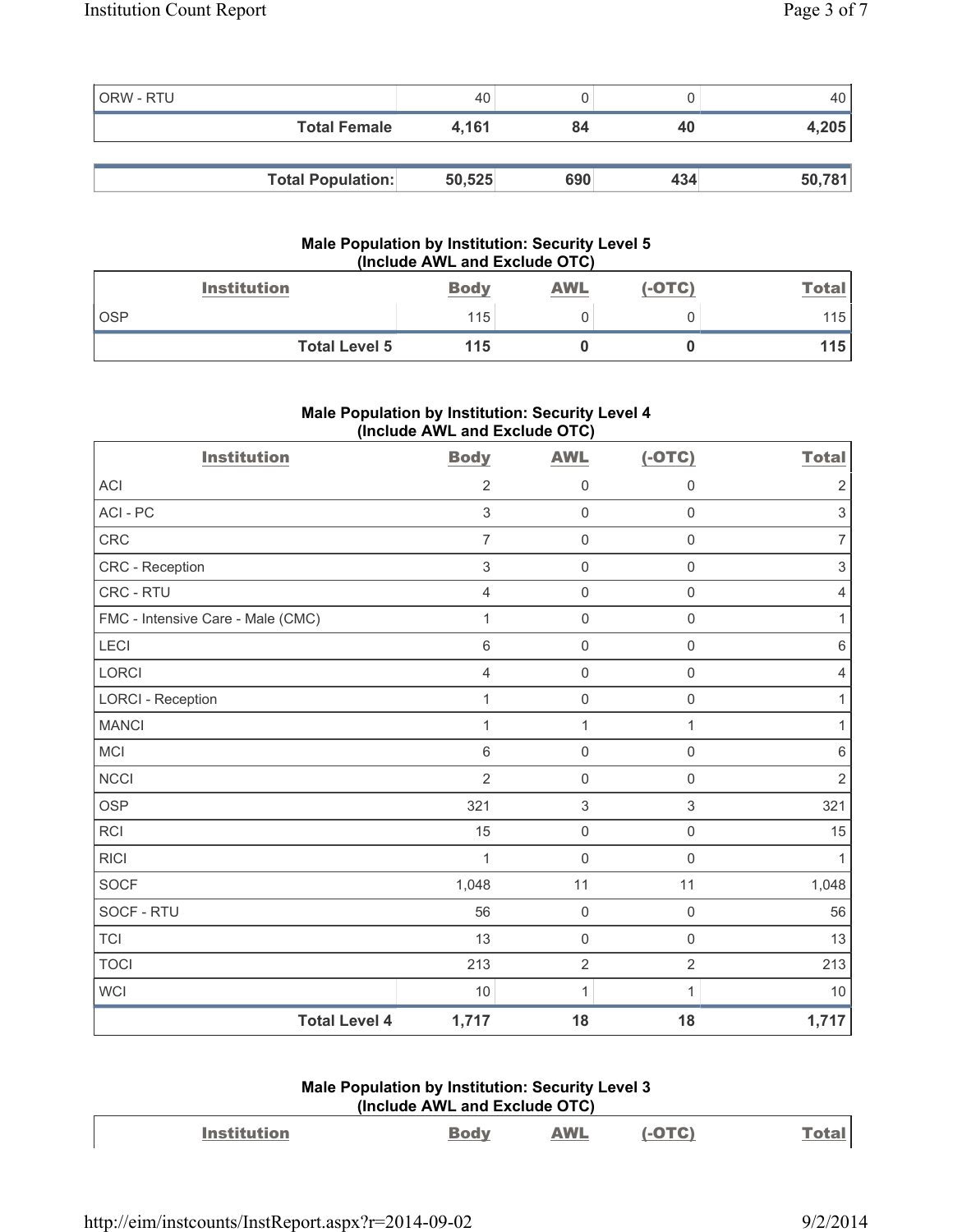| | | | | |
|---|---|---|---|---|
| ORW - RTU | 40 | 0 | 0 | 40 |
| **Total Female** | **4,161** | **84** | **40** | **4,205** |

| | | | | |
|---|---|---|---|---|
| **Total Population:** | **50,525** | **690** | **434** | **50,781** |

### Male Population by Institution: Security Level 5 (Include AWL and Exclude OTC)

| Institution | Body | AWL | (-OTC) | Total |
|---|---|---|---|---|
| OSP | 115 | 0 | 0 | 115 |
| **Total Level 5** | **115** | **0** | **0** | **115** |

### Male Population by Institution: Security Level 4 (Include AWL and Exclude OTC)

| Institution | Body | AWL | (-OTC) | Total |
|---|---|---|---|---|
| ACI | 2 | 0 | 0 | 2 |
| ACI - PC | 3 | 0 | 0 | 3 |
| CRC | 7 | 0 | 0 | 7 |
| CRC - Reception | 3 | 0 | 0 | 3 |
| CRC - RTU | 4 | 0 | 0 | 4 |
| FMC - Intensive Care - Male (CMC) | 1 | 0 | 0 | 1 |
| LECI | 6 | 0 | 0 | 6 |
| LORCI | 4 | 0 | 0 | 4 |
| LORCI - Reception | 1 | 0 | 0 | 1 |
| MANCI | 1 | 1 | 1 | 1 |
| MCI | 6 | 0 | 0 | 6 |
| NCCI | 2 | 0 | 0 | 2 |
| OSP | 321 | 3 | 3 | 321 |
| RCI | 15 | 0 | 0 | 15 |
| RICI | 1 | 0 | 0 | 1 |
| SOCF | 1,048 | 11 | 11 | 1,048 |
| SOCF - RTU | 56 | 0 | 0 | 56 |
| TCI | 13 | 0 | 0 | 13 |
| TOCI | 213 | 2 | 2 | 213 |
| WCI | 10 | 1 | 1 | 10 |
| **Total Level 4** | **1,717** | **18** | **18** | **1,717** |

### Male Population by Institution: Security Level 3 (Include AWL and Exclude OTC)

| Institution | Body | AWL | (-OTC) | Total |
|---|---|---|---|---|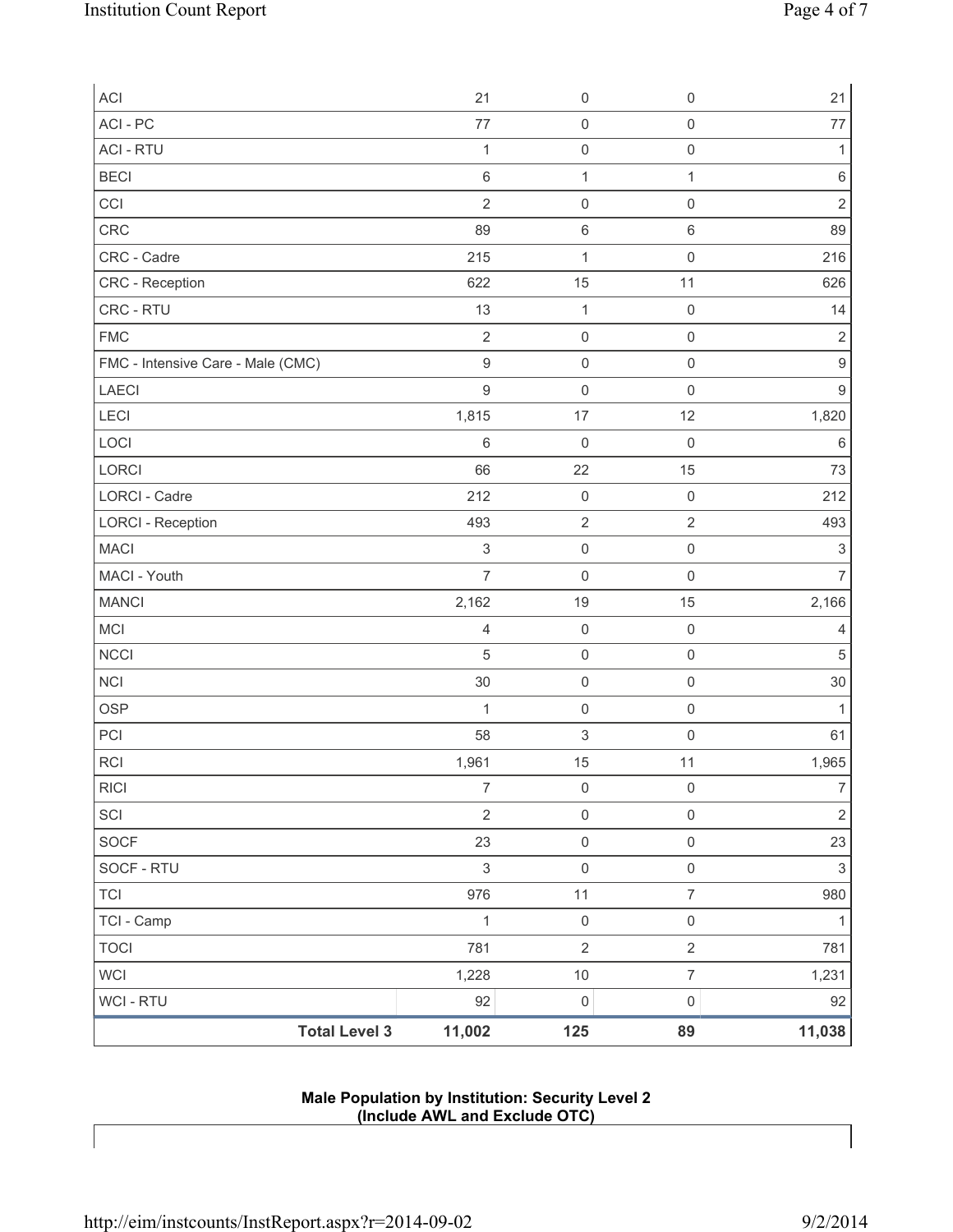| | | | | |
|---|---|---|---|---|
| ACI | 21 | 0 | 0 | 21 |
| ACI - PC | 77 | 0 | 0 | 77 |
| ACI - RTU | 1 | 0 | 0 | 1 |
| BECI | 6 | 1 | 1 | 6 |
| CCI | 2 | 0 | 0 | 2 |
| CRC | 89 | 6 | 6 | 89 |
| CRC - Cadre | 215 | 1 | 0 | 216 |
| CRC - Reception | 622 | 15 | 11 | 626 |
| CRC - RTU | 13 | 1 | 0 | 14 |
| FMC | 2 | 0 | 0 | 2 |
| FMC - Intensive Care - Male (CMC) | 9 | 0 | 0 | 9 |
| LAECI | 9 | 0 | 0 | 9 |
| LECI | 1,815 | 17 | 12 | 1,820 |
| LOCI | 6 | 0 | 0 | 6 |
| LORCI | 66 | 22 | 15 | 73 |
| LORCI - Cadre | 212 | 0 | 0 | 212 |
| LORCI - Reception | 493 | 2 | 2 | 493 |
| MACI | 3 | 0 | 0 | 3 |
| MACI - Youth | 7 | 0 | 0 | 7 |
| MANCI | 2,162 | 19 | 15 | 2,166 |
| MCI | 4 | 0 | 0 | 4 |
| NCCI | 5 | 0 | 0 | 5 |
| NCI | 30 | 0 | 0 | 30 |
| OSP | 1 | 0 | 0 | 1 |
| PCI | 58 | 3 | 0 | 61 |
| RCI | 1,961 | 15 | 11 | 1,965 |
| RICI | 7 | 0 | 0 | 7 |
| SCI | 2 | 0 | 0 | 2 |
| SOCF | 23 | 0 | 0 | 23 |
| SOCF - RTU | 3 | 0 | 0 | 3 |
| TCI | 976 | 11 | 7 | 980 |
| TCI - Camp | 1 | 0 | 0 | 1 |
| TOCI | 781 | 2 | 2 | 781 |
| WCI | 1,228 | 10 | 7 | 1,231 |
| WCI - RTU | 92 | 0 | 0 | 92 |
| **Total Level 3** | **11,002** | **125** | **89** | **11,038** |

**Male Population by Institution: Security Level 2**
**(Include AWL and Exclude OTC)**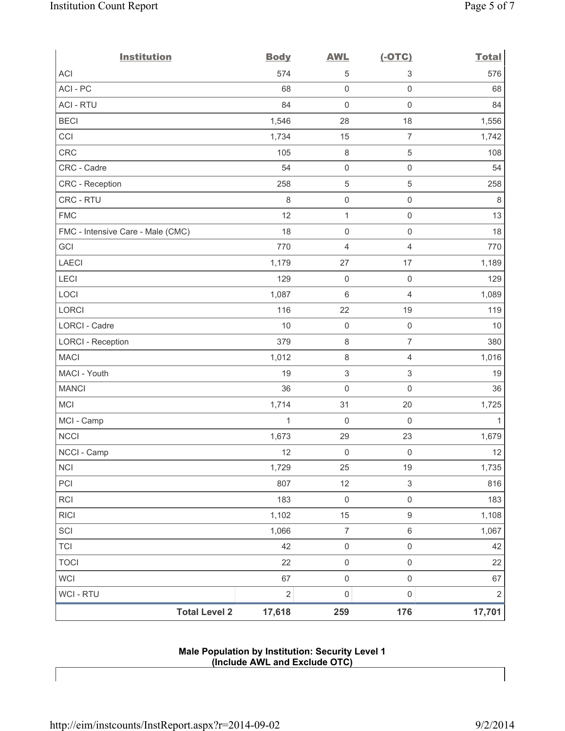| Institution | Body | AWL | (-OTC) | Total |
|---|---|---|---|---|
| ACI | 574 | 5 | 3 | 576 |
| ACI - PC | 68 | 0 | 0 | 68 |
| ACI - RTU | 84 | 0 | 0 | 84 |
| BECI | 1,546 | 28 | 18 | 1,556 |
| CCI | 1,734 | 15 | 7 | 1,742 |
| CRC | 105 | 8 | 5 | 108 |
| CRC - Cadre | 54 | 0 | 0 | 54 |
| CRC - Reception | 258 | 5 | 5 | 258 |
| CRC - RTU | 8 | 0 | 0 | 8 |
| FMC | 12 | 1 | 0 | 13 |
| FMC - Intensive Care - Male (CMC) | 18 | 0 | 0 | 18 |
| GCI | 770 | 4 | 4 | 770 |
| LAECI | 1,179 | 27 | 17 | 1,189 |
| LECI | 129 | 0 | 0 | 129 |
| LOCI | 1,087 | 6 | 4 | 1,089 |
| LORCI | 116 | 22 | 19 | 119 |
| LORCI - Cadre | 10 | 0 | 0 | 10 |
| LORCI - Reception | 379 | 8 | 7 | 380 |
| MACI | 1,012 | 8 | 4 | 1,016 |
| MACI - Youth | 19 | 3 | 3 | 19 |
| MANCI | 36 | 0 | 0 | 36 |
| MCI | 1,714 | 31 | 20 | 1,725 |
| MCI - Camp | 1 | 0 | 0 | 1 |
| NCCI | 1,673 | 29 | 23 | 1,679 |
| NCCI - Camp | 12 | 0 | 0 | 12 |
| NCI | 1,729 | 25 | 19 | 1,735 |
| PCI | 807 | 12 | 3 | 816 |
| RCI | 183 | 0 | 0 | 183 |
| RICI | 1,102 | 15 | 9 | 1,108 |
| SCI | 1,066 | 7 | 6 | 1,067 |
| TCI | 42 | 0 | 0 | 42 |
| TOCI | 22 | 0 | 0 | 22 |
| WCI | 67 | 0 | 0 | 67 |
| WCI - RTU | 2 | 0 | 0 | 2 |
| **Total Level 2** | **17,618** | **259** | **176** | **17,701** |

**Male Population by Institution: Security Level 1**
**(Include AWL and Exclude OTC)**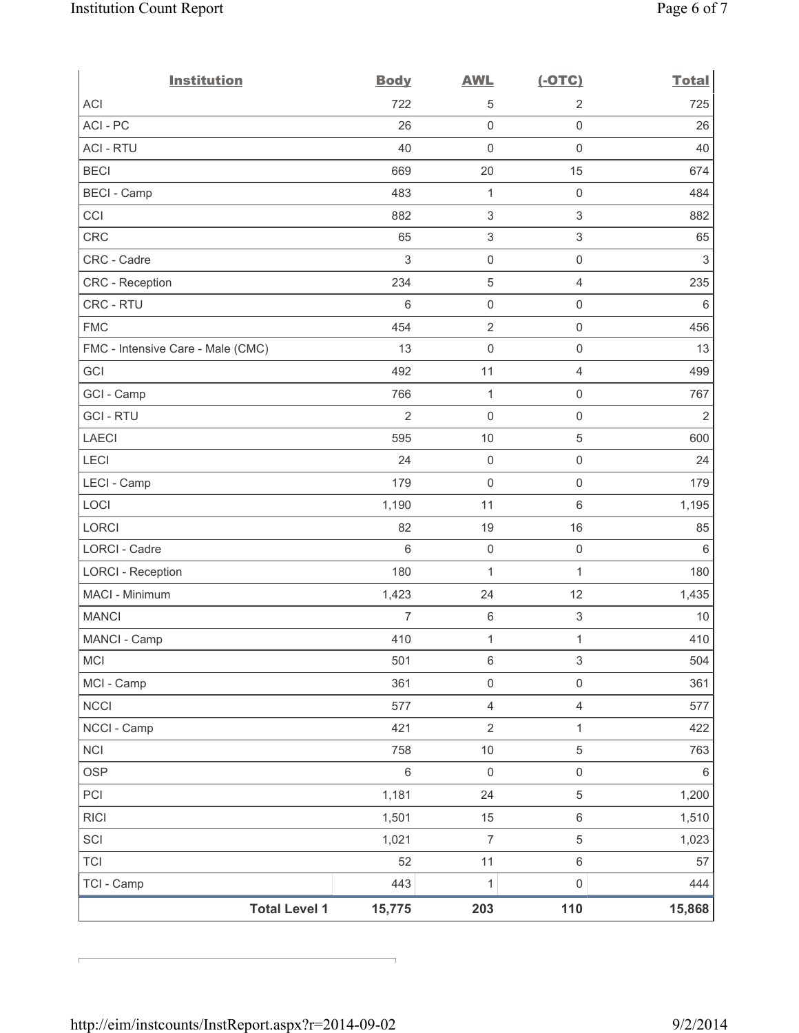| Institution | Body | AWL | (-OTC) | Total |
|---|---|---|---|---|
| ACI | 722 | 5 | 2 | 725 |
| ACI - PC | 26 | 0 | 0 | 26 |
| ACI - RTU | 40 | 0 | 0 | 40 |
| BECI | 669 | 20 | 15 | 674 |
| BECI - Camp | 483 | 1 | 0 | 484 |
| CCI | 882 | 3 | 3 | 882 |
| CRC | 65 | 3 | 3 | 65 |
| CRC - Cadre | 3 | 0 | 0 | 3 |
| CRC - Reception | 234 | 5 | 4 | 235 |
| CRC - RTU | 6 | 0 | 0 | 6 |
| FMC | 454 | 2 | 0 | 456 |
| FMC - Intensive Care - Male (CMC) | 13 | 0 | 0 | 13 |
| GCI | 492 | 11 | 4 | 499 |
| GCI - Camp | 766 | 1 | 0 | 767 |
| GCI - RTU | 2 | 0 | 0 | 2 |
| LAECI | 595 | 10 | 5 | 600 |
| LECI | 24 | 0 | 0 | 24 |
| LECI - Camp | 179 | 0 | 0 | 179 |
| LOCI | 1,190 | 11 | 6 | 1,195 |
| LORCI | 82 | 19 | 16 | 85 |
| LORCI - Cadre | 6 | 0 | 0 | 6 |
| LORCI - Reception | 180 | 1 | 1 | 180 |
| MACI - Minimum | 1,423 | 24 | 12 | 1,435 |
| MANCI | 7 | 6 | 3 | 10 |
| MANCI - Camp | 410 | 1 | 1 | 410 |
| MCI | 501 | 6 | 3 | 504 |
| MCI - Camp | 361 | 0 | 0 | 361 |
| NCCI | 577 | 4 | 4 | 577 |
| NCCI - Camp | 421 | 2 | 1 | 422 |
| NCI | 758 | 10 | 5 | 763 |
| OSP | 6 | 0 | 0 | 6 |
| PCI | 1,181 | 24 | 5 | 1,200 |
| RICI | 1,501 | 15 | 6 | 1,510 |
| SCI | 1,021 | 7 | 5 | 1,023 |
| TCI | 52 | 11 | 6 | 57 |
| TCI - Camp | 443 | 1 | 0 | 444 |
| **Total Level 1** | **15,775** | **203** | **110** | **15,868** |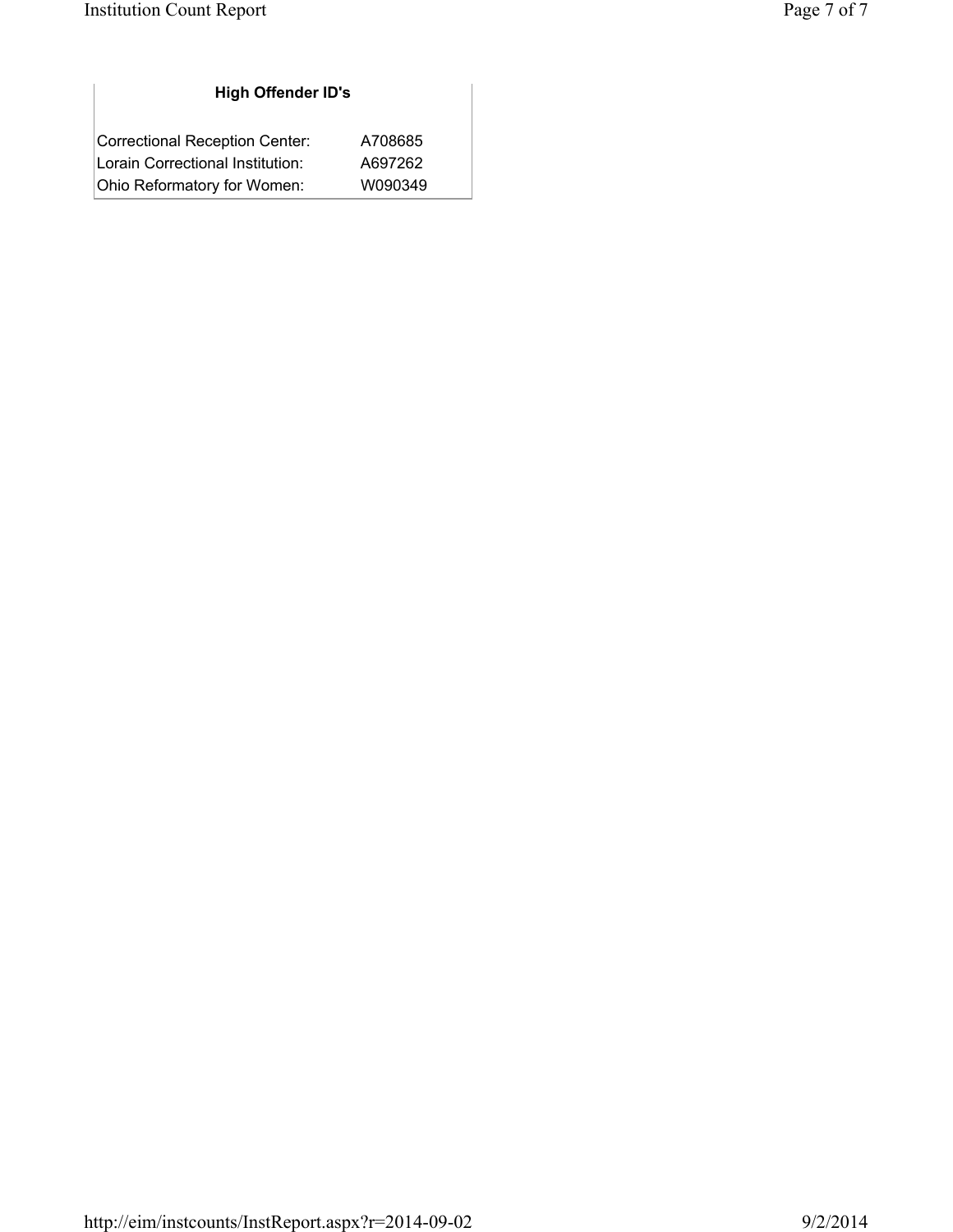| High Offender ID's | |
|---|---|
| Correctional Reception Center: | A708685 |
| Lorain Correctional Institution: | A697262 |
| Ohio Reformatory for Women: | W090349 |